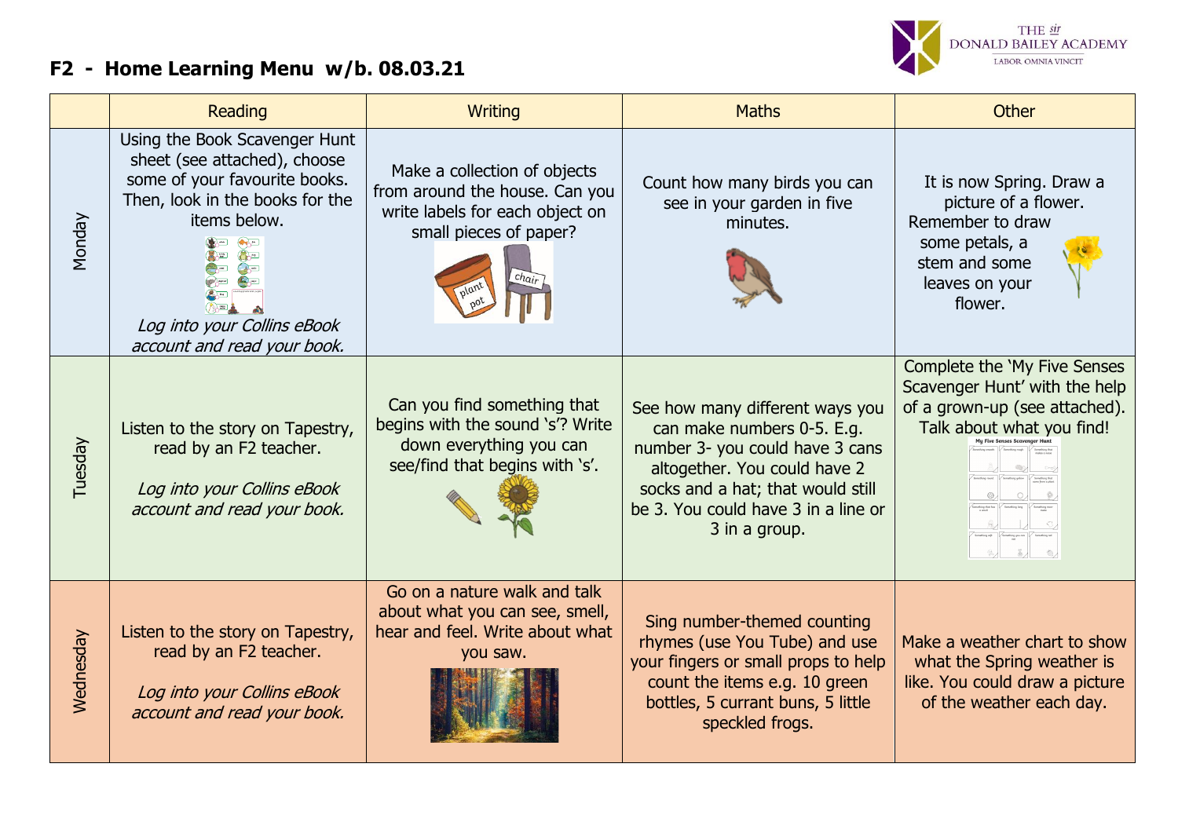# F2 - Home Learning Menu w/b. 08.03.21

THE *sir* DONALD BAILEY ACADEMY
LABOR OMNIA VINCIT

| | Reading | Writing | Maths | Other |
|---|---|---|---|---|
| Monday | Using the Book Scavenger Hunt sheet (see attached), choose some of your favourite books. Then, look in the books for the items below. *Log into your Collins eBook account and read your book.* | Make a collection of objects from around the house. Can you write labels for each object on small pieces of paper? | Count how many birds you can see in your garden in five minutes. | It is now Spring. Draw a picture of a flower. Remember to draw some petals, a stem and some leaves on your flower. |
| Tuesday | Listen to the story on Tapestry, read by an F2 teacher. *Log into your Collins eBook account and read your book.* | Can you find something that begins with the sound 's'? Write down everything you can see/find that begins with 's'. | See how many different ways you can make numbers 0-5. E.g. number 3- you could have 3 cans altogether. You could have 2 socks and a hat; that would still be 3. You could have 3 in a line or 3 in a group. | Complete the 'My Five Senses Scavenger Hunt' with the help of a grown-up (see attached). Talk about what you find! |
| Wednesday | Listen to the story on Tapestry, read by an F2 teacher. *Log into your Collins eBook account and read your book.* | Go on a nature walk and talk about what you can see, smell, hear and feel. Write about what you saw. | Sing number-themed counting rhymes (use You Tube) and use your fingers or small props to help count the items e.g. 10 green bottles, 5 currant buns, 5 little speckled frogs. | Make a weather chart to show what the Spring weather is like. You could draw a picture of the weather each day. |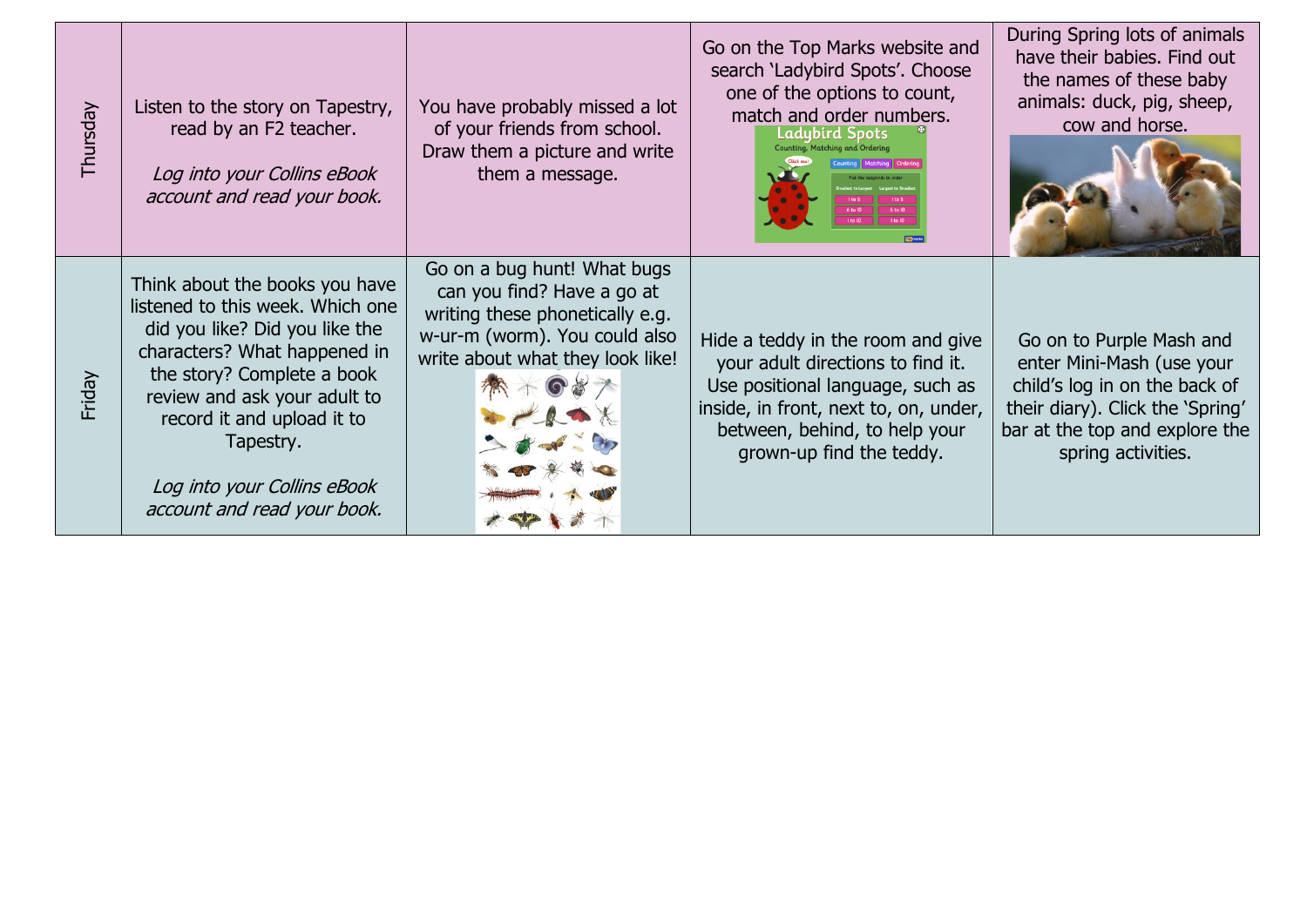| | | | | |
|---|---|---|---|---|
| Thursday | Listen to the story on Tapestry, read by an F2 teacher.<br><br>*Log into your Collins eBook account and read your book.* | You have probably missed a lot of your friends from school. Draw them a picture and write them a message. | Go on the Top Marks website and search 'Ladybird Spots'. Choose one of the options to count, match and order numbers. | During Spring lots of animals have their babies. Find out the names of these baby animals: duck, pig, sheep, cow and horse. |
| Friday | Think about the books you have listened to this week. Which one did you like? Did you like the characters? What happened in the story? Complete a book review and ask your adult to record it and upload it to Tapestry.<br><br>*Log into your Collins eBook account and read your book.* | Go on a bug hunt! What bugs can you find? Have a go at writing these phonetically e.g. w-ur-m (worm). You could also write about what they look like! | Hide a teddy in the room and give your adult directions to find it. Use positional language, such as inside, in front, next to, on, under, between, behind, to help your grown-up find the teddy. | Go on to Purple Mash and enter Mini-Mash (use your child's log in on the back of their diary). Click the 'Spring' bar at the top and explore the spring activities. |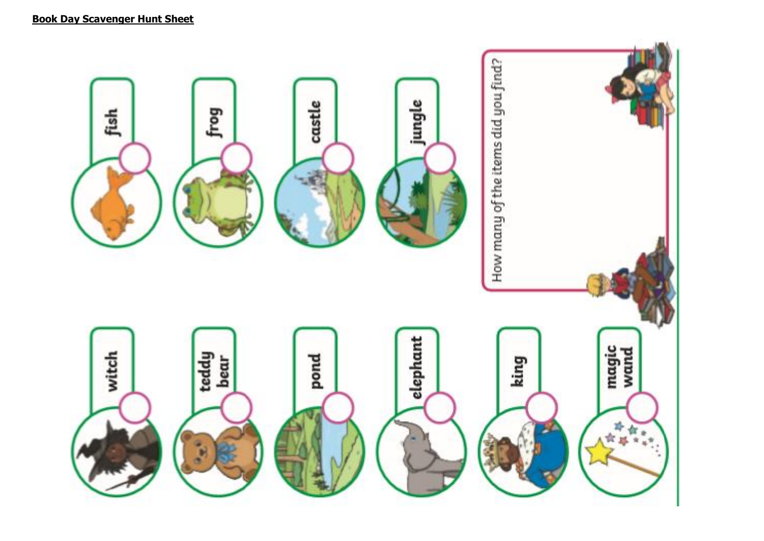**Book Day Scavenger Hunt Sheet**

- fish
- frog
- castle
- jungle
- witch
- teddy bear
- pond
- elephant
- king
- magic wand

How many of the items did you find?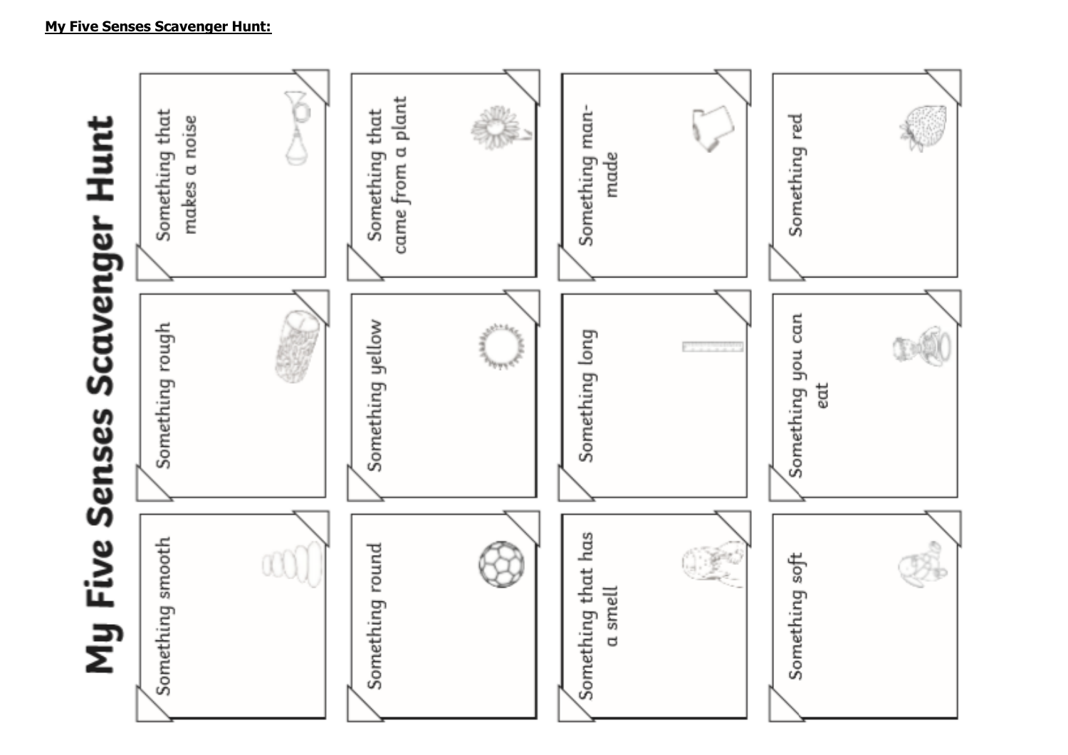**My Five Senses Scavenger Hunt:**

# My Five Senses Scavenger Hunt

| | | | |
|---|---|---|---|
| Something that makes a noise | Something that came from a plant | Something man-made | Something red |
| Something rough | Something yellow | Something long | Something you can eat |
| Something smooth | Something round | Something that has a smell | Something soft |